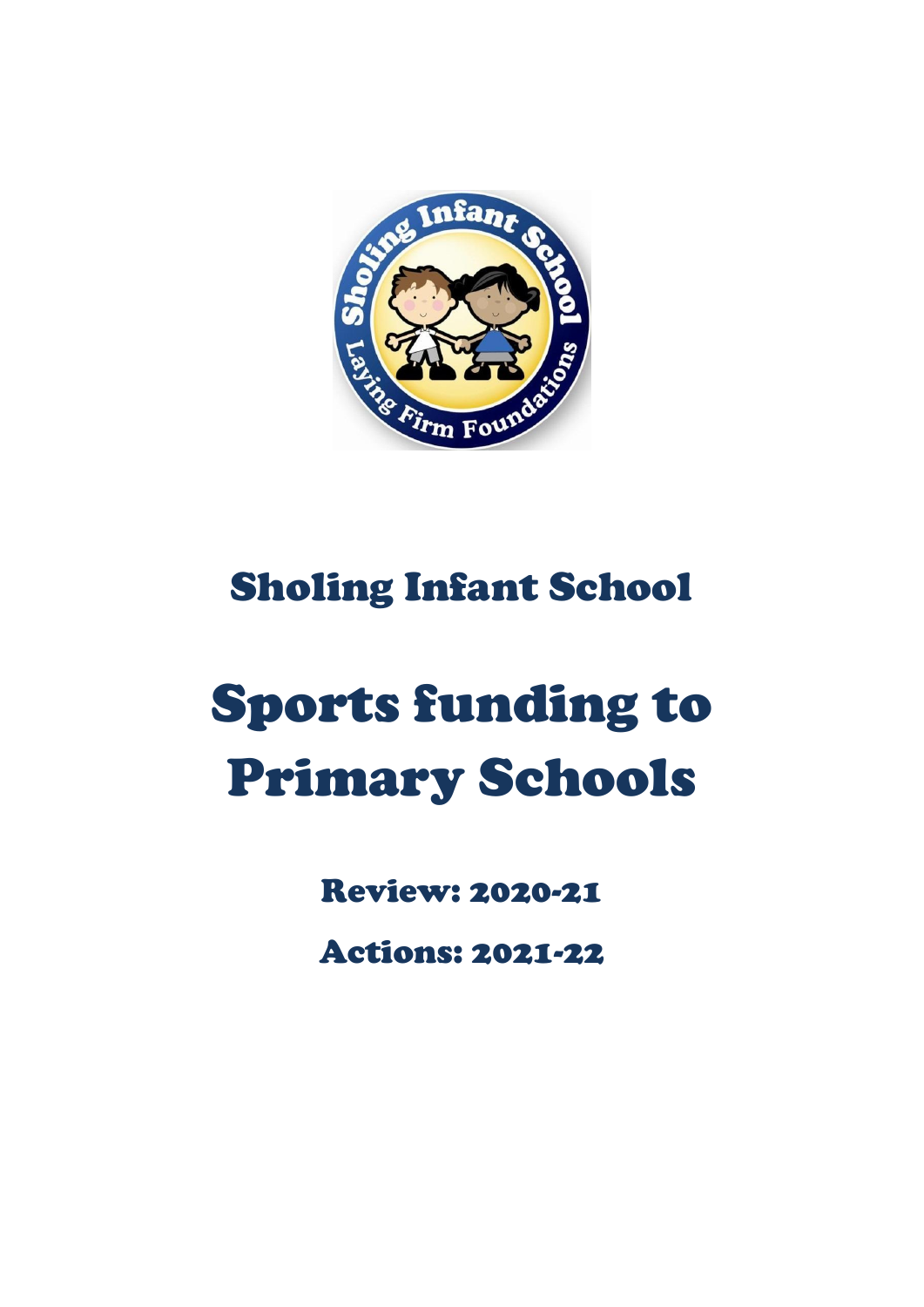# Sholing Infant School

# Sports funding to Primary Schools

## Review: 2020-21

## Actions: 2021-22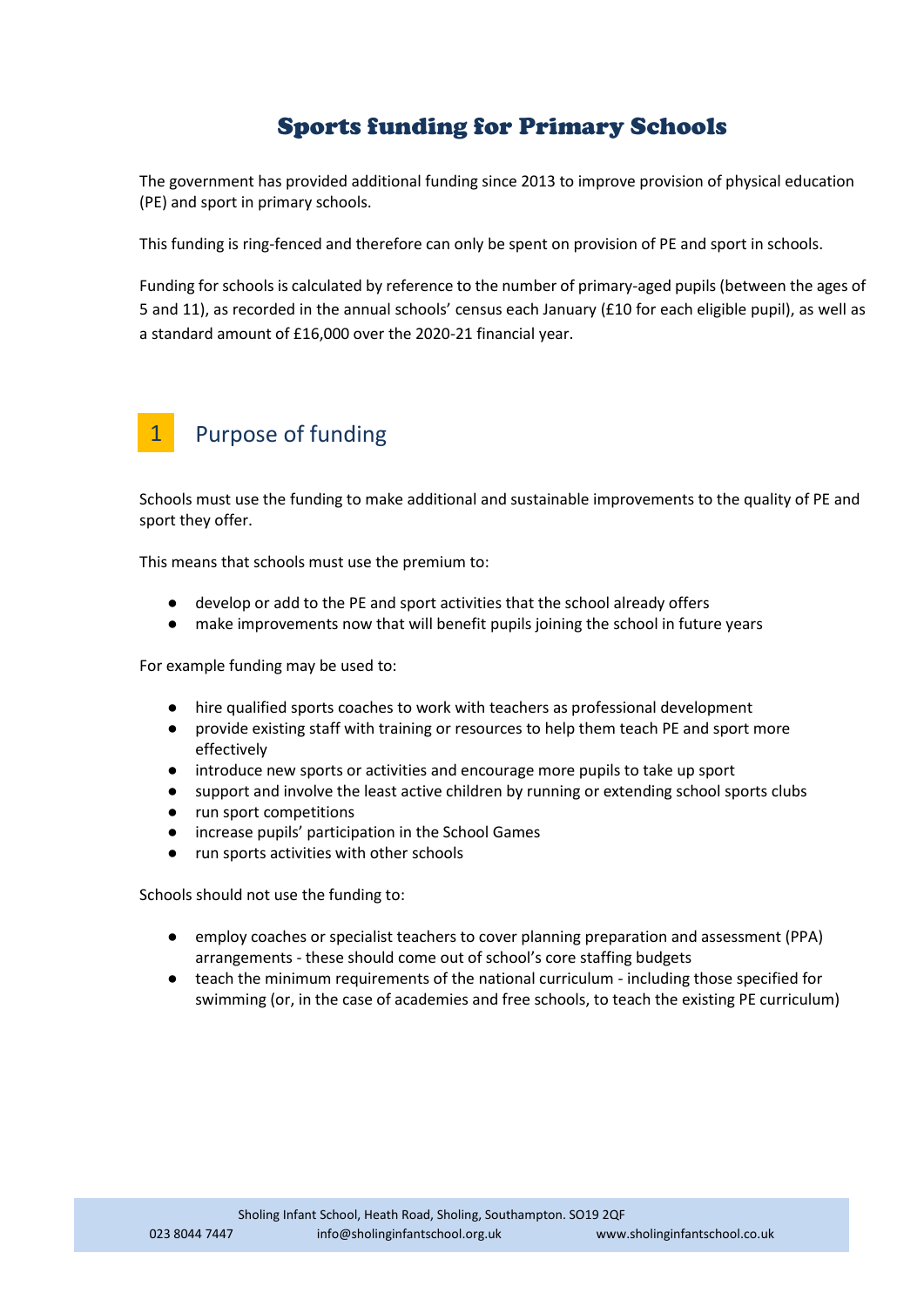# Sports funding for Primary Schools

The government has provided additional funding since 2013 to improve provision of physical education (PE) and sport in primary schools.

This funding is ring-fenced and therefore can only be spent on provision of PE and sport in schools.

Funding for schools is calculated by reference to the number of primary-aged pupils (between the ages of 5 and 11), as recorded in the annual schools' census each January (£10 for each eligible pupil), as well as a standard amount of £16,000 over the 2020-21 financial year.

## 1 Purpose of funding

Schools must use the funding to make additional and sustainable improvements to the quality of PE and sport they offer.

This means that schools must use the premium to:

- develop or add to the PE and sport activities that the school already offers
- make improvements now that will benefit pupils joining the school in future years

For example funding may be used to:

- hire qualified sports coaches to work with teachers as professional development
- provide existing staff with training or resources to help them teach PE and sport more effectively
- introduce new sports or activities and encourage more pupils to take up sport
- support and involve the least active children by running or extending school sports clubs
- run sport competitions
- increase pupils' participation in the School Games
- run sports activities with other schools

Schools should not use the funding to:

- employ coaches or specialist teachers to cover planning preparation and assessment (PPA) arrangements - these should come out of school's core staffing budgets
- teach the minimum requirements of the national curriculum - including those specified for swimming (or, in the case of academies and free schools, to teach the existing PE curriculum)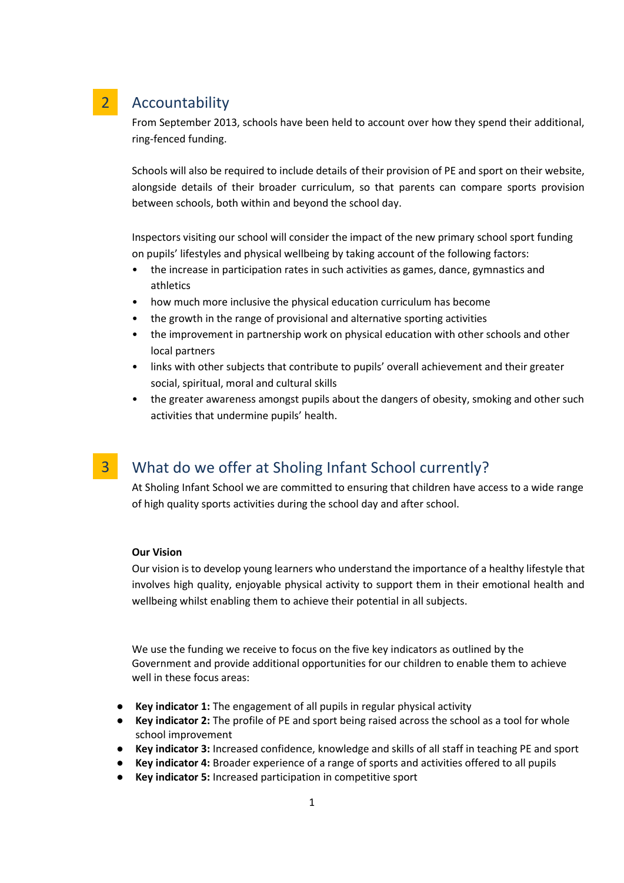## 2 Accountability

From September 2013, schools have been held to account over how they spend their additional, ring-fenced funding.

Schools will also be required to include details of their provision of PE and sport on their website, alongside details of their broader curriculum, so that parents can compare sports provision between schools, both within and beyond the school day.

Inspectors visiting our school will consider the impact of the new primary school sport funding on pupils' lifestyles and physical wellbeing by taking account of the following factors:

- the increase in participation rates in such activities as games, dance, gymnastics and athletics
- how much more inclusive the physical education curriculum has become
- the growth in the range of provisional and alternative sporting activities
- the improvement in partnership work on physical education with other schools and other local partners
- links with other subjects that contribute to pupils' overall achievement and their greater social, spiritual, moral and cultural skills
- the greater awareness amongst pupils about the dangers of obesity, smoking and other such activities that undermine pupils' health.

## 3 What do we offer at Sholing Infant School currently?

At Sholing Infant School we are committed to ensuring that children have access to a wide range of high quality sports activities during the school day and after school.

**Our Vision**

Our vision is to develop young learners who understand the importance of a healthy lifestyle that involves high quality, enjoyable physical activity to support them in their emotional health and wellbeing whilst enabling them to achieve their potential in all subjects.

We use the funding we receive to focus on the five key indicators as outlined by the Government and provide additional opportunities for our children to enable them to achieve well in these focus areas:

- **Key indicator 1:** The engagement of all pupils in regular physical activity
- **Key indicator 2:** The profile of PE and sport being raised across the school as a tool for whole school improvement
- **Key indicator 3:** Increased confidence, knowledge and skills of all staff in teaching PE and sport
- **Key indicator 4:** Broader experience of a range of sports and activities offered to all pupils
- **Key indicator 5:** Increased participation in competitive sport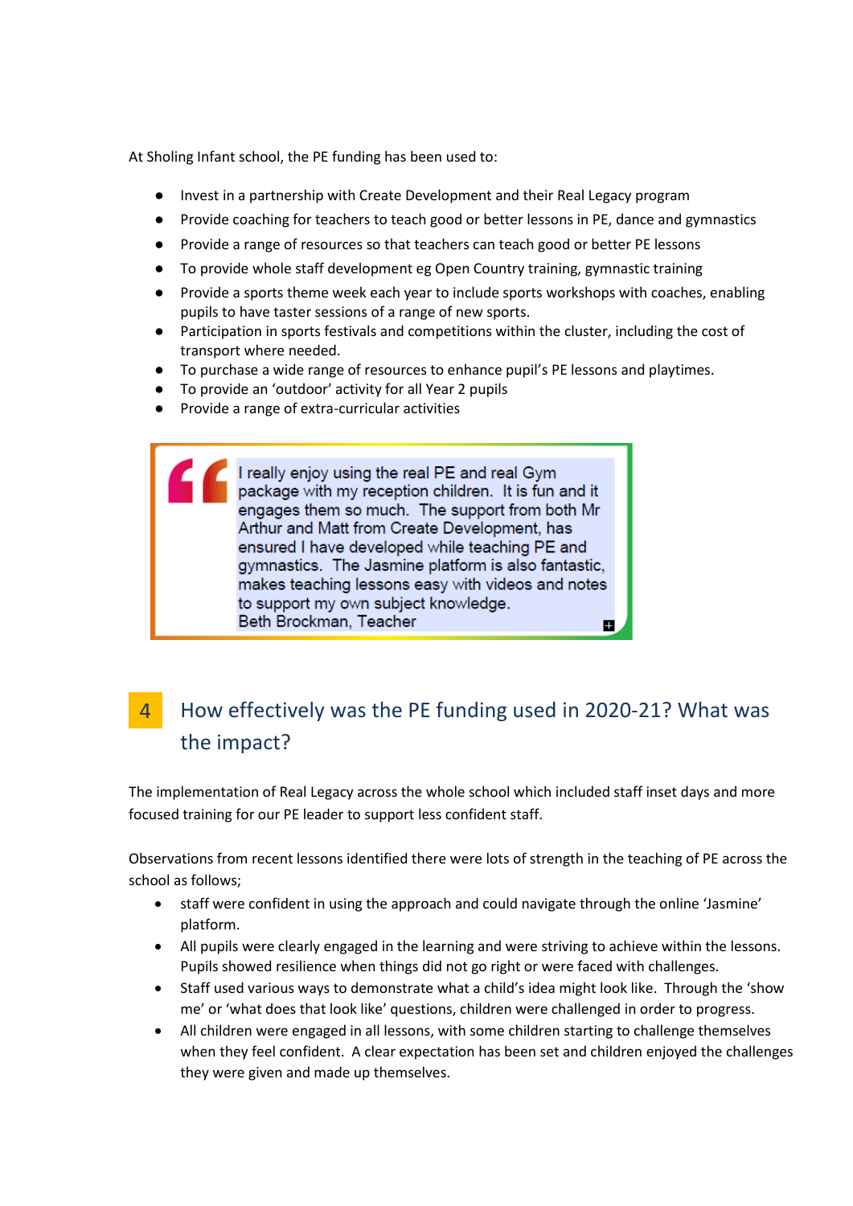At Sholing Infant school, the PE funding has been used to:

- Invest in a partnership with Create Development and their Real Legacy program
- Provide coaching for teachers to teach good or better lessons in PE, dance and gymnastics
- Provide a range of resources so that teachers can teach good or better PE lessons
- To provide whole staff development eg Open Country training, gymnastic training
- Provide a sports theme week each year to include sports workshops with coaches, enabling pupils to have taster sessions of a range of new sports.
- Participation in sports festivals and competitions within the cluster, including the cost of transport where needed.
- To purchase a wide range of resources to enhance pupil's PE lessons and playtimes.
- To provide an 'outdoor' activity for all Year 2 pupils
- Provide a range of extra-curricular activities

> I really enjoy using the real PE and real Gym package with my reception children. It is fun and it engages them so much. The support from both Mr Arthur and Matt from Create Development, has ensured I have developed while teaching PE and gymnastics. The Jasmine platform is also fantastic, makes teaching lessons easy with videos and notes to support my own subject knowledge.
> Beth Brockman, Teacher

## 4 How effectively was the PE funding used in 2020-21? What was the impact?

The implementation of Real Legacy across the whole school which included staff inset days and more focused training for our PE leader to support less confident staff.

Observations from recent lessons identified there were lots of strength in the teaching of PE across the school as follows;

- staff were confident in using the approach and could navigate through the online 'Jasmine' platform.
- All pupils were clearly engaged in the learning and were striving to achieve within the lessons. Pupils showed resilience when things did not go right or were faced with challenges.
- Staff used various ways to demonstrate what a child's idea might look like. Through the 'show me' or 'what does that look like' questions, children were challenged in order to progress.
- All children were engaged in all lessons, with some children starting to challenge themselves when they feel confident. A clear expectation has been set and children enjoyed the challenges they were given and made up themselves.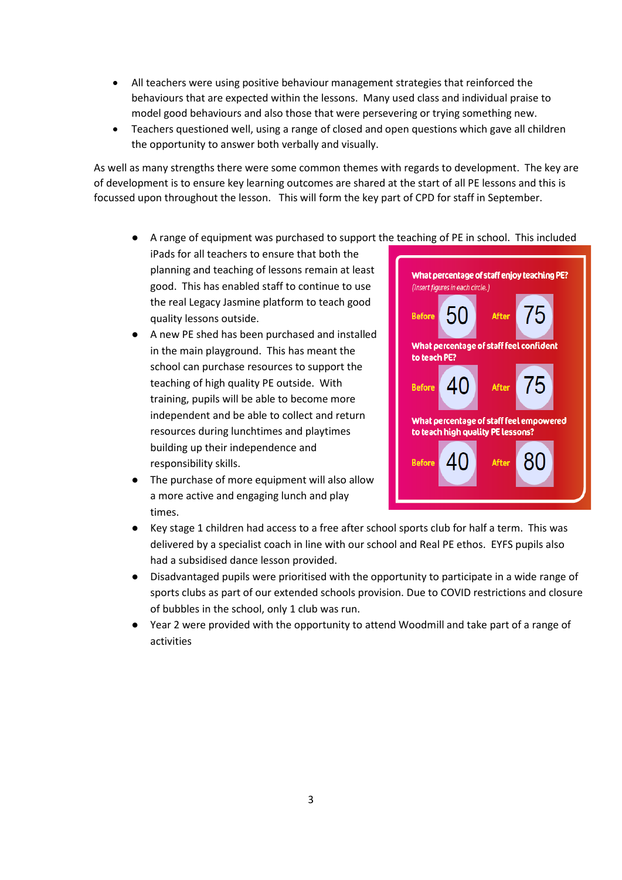- All teachers were using positive behaviour management strategies that reinforced the behaviours that are expected within the lessons. Many used class and individual praise to model good behaviours and also those that were persevering or trying something new.
- Teachers questioned well, using a range of closed and open questions which gave all children the opportunity to answer both verbally and visually.

As well as many strengths there were some common themes with regards to development. The key are of development is to ensure key learning outcomes are shared at the start of all PE lessons and this is focussed upon throughout the lesson. This will form the key part of CPD for staff in September.

- A range of equipment was purchased to support the teaching of PE in school. This included iPads for all teachers to ensure that both the planning and teaching of lessons remain at least good. This has enabled staff to continue to use the real Legacy Jasmine platform to teach good quality lessons outside.
- A new PE shed has been purchased and installed in the main playground. This has meant the school can purchase resources to support the teaching of high quality PE outside. With training, pupils will be able to become more independent and be able to collect and return resources during lunchtimes and playtimes building up their independence and responsibility skills.
- The purchase of more equipment will also allow a more active and engaging lunch and play times.

**What percentage of staff enjoy teaching PE?**
*(Insert figures in each circle.)*

Before 50 After 75

**What percentage of staff feel confident to teach PE?**

Before 40 After 75

**What percentage of staff feel empowered to teach high quality PE lessons?**

Before 40 After 80

- Key stage 1 children had access to a free after school sports club for half a term. This was delivered by a specialist coach in line with our school and Real PE ethos. EYFS pupils also had a subsidised dance lesson provided.
- Disadvantaged pupils were prioritised with the opportunity to participate in a wide range of sports clubs as part of our extended schools provision. Due to COVID restrictions and closure of bubbles in the school, only 1 club was run.
- Year 2 were provided with the opportunity to attend Woodmill and take part of a range of activities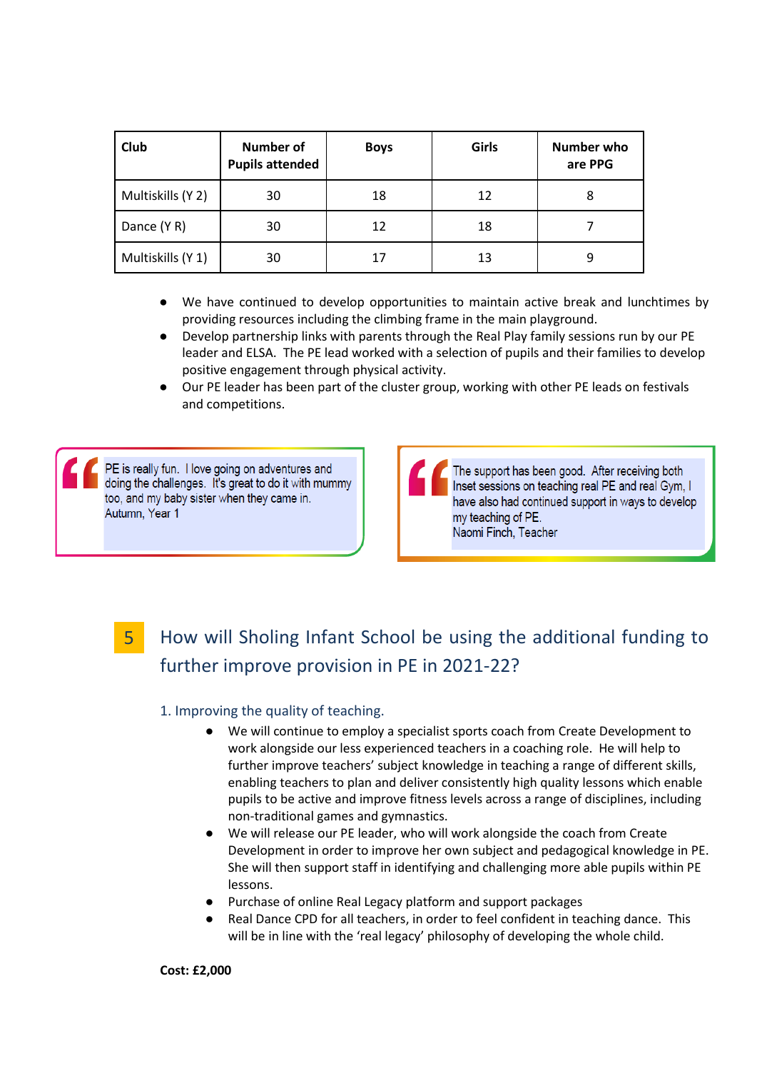| Club | Number of Pupils attended | Boys | Girls | Number who are PPG |
|---|---|---|---|---|
| Multiskills (Y 2) | 30 | 18 | 12 | 8 |
| Dance (Y R) | 30 | 12 | 18 | 7 |
| Multiskills (Y 1) | 30 | 17 | 13 | 9 |

- We have continued to develop opportunities to maintain active break and lunchtimes by providing resources including the climbing frame in the main playground.
- Develop partnership links with parents through the Real Play family sessions run by our PE leader and ELSA. The PE lead worked with a selection of pupils and their families to develop positive engagement through physical activity.
- Our PE leader has been part of the cluster group, working with other PE leads on festivals and competitions.

> PE is really fun. I love going on adventures and doing the challenges. It's great to do it with mummy too, and my baby sister when they came in.
> Autumn, Year 1

> The support has been good. After receiving both Inset sessions on teaching real PE and real Gym, I have also had continued support in ways to develop my teaching of PE.
> Naomi Finch, Teacher

## 5 How will Sholing Infant School be using the additional funding to further improve provision in PE in 2021-22?

### 1. Improving the quality of teaching.

- We will continue to employ a specialist sports coach from Create Development to work alongside our less experienced teachers in a coaching role. He will help to further improve teachers' subject knowledge in teaching a range of different skills, enabling teachers to plan and deliver consistently high quality lessons which enable pupils to be active and improve fitness levels across a range of disciplines, including non-traditional games and gymnastics.
- We will release our PE leader, who will work alongside the coach from Create Development in order to improve her own subject and pedagogical knowledge in PE. She will then support staff in identifying and challenging more able pupils within PE lessons.
- Purchase of online Real Legacy platform and support packages
- Real Dance CPD for all teachers, in order to feel confident in teaching dance. This will be in line with the 'real legacy' philosophy of developing the whole child.

**Cost: £2,000**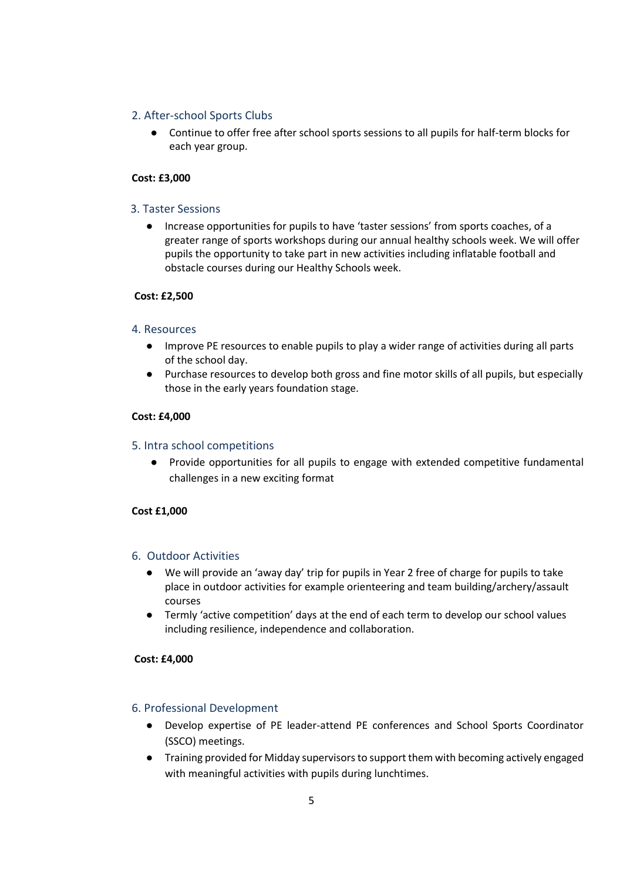## 2. After-school Sports Clubs

- Continue to offer free after school sports sessions to all pupils for half-term blocks for each year group.

**Cost: £3,000**

## 3. Taster Sessions

- Increase opportunities for pupils to have 'taster sessions' from sports coaches, of a greater range of sports workshops during our annual healthy schools week. We will offer pupils the opportunity to take part in new activities including inflatable football and obstacle courses during our Healthy Schools week.

**Cost: £2,500**

## 4. Resources

- Improve PE resources to enable pupils to play a wider range of activities during all parts of the school day.
- Purchase resources to develop both gross and fine motor skills of all pupils, but especially those in the early years foundation stage.

**Cost: £4,000**

## 5. Intra school competitions

- Provide opportunities for all pupils to engage with extended competitive fundamental challenges in a new exciting format

**Cost £1,000**

## 6. Outdoor Activities

- We will provide an 'away day' trip for pupils in Year 2 free of charge for pupils to take place in outdoor activities for example orienteering and team building/archery/assault courses
- Termly 'active competition' days at the end of each term to develop our school values including resilience, independence and collaboration.

**Cost: £4,000**

## 6. Professional Development

- Develop expertise of PE leader-attend PE conferences and School Sports Coordinator (SSCO) meetings.
- Training provided for Midday supervisors to support them with becoming actively engaged with meaningful activities with pupils during lunchtimes.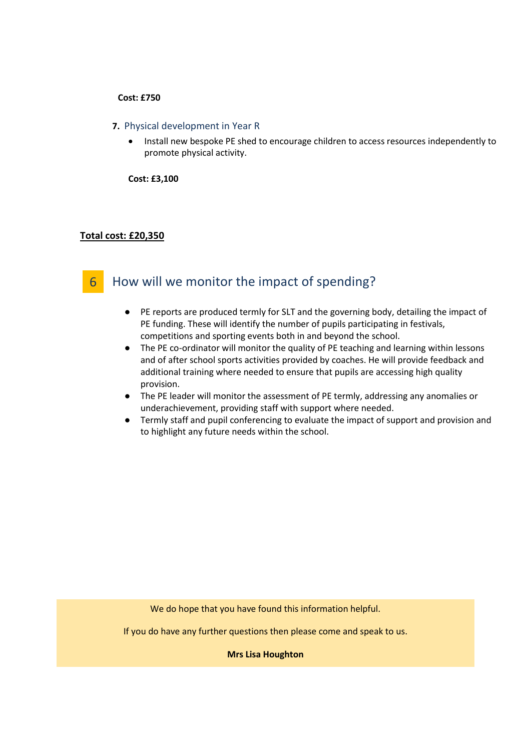**Cost: £750**

7. Physical development in Year R

   - Install new bespoke PE shed to encourage children to access resources independently to promote physical activity.

   **Cost: £3,100**

**Total cost: £20,350**

## 6 How will we monitor the impact of spending?

- PE reports are produced termly for SLT and the governing body, detailing the impact of PE funding. These will identify the number of pupils participating in festivals, competitions and sporting events both in and beyond the school.
- The PE co-ordinator will monitor the quality of PE teaching and learning within lessons and of after school sports activities provided by coaches. He will provide feedback and additional training where needed to ensure that pupils are accessing high quality provision.
- The PE leader will monitor the assessment of PE termly, addressing any anomalies or underachievement, providing staff with support where needed.
- Termly staff and pupil conferencing to evaluate the impact of support and provision and to highlight any future needs within the school.

We do hope that you have found this information helpful.

If you do have any further questions then please come and speak to us.

**Mrs Lisa Houghton**